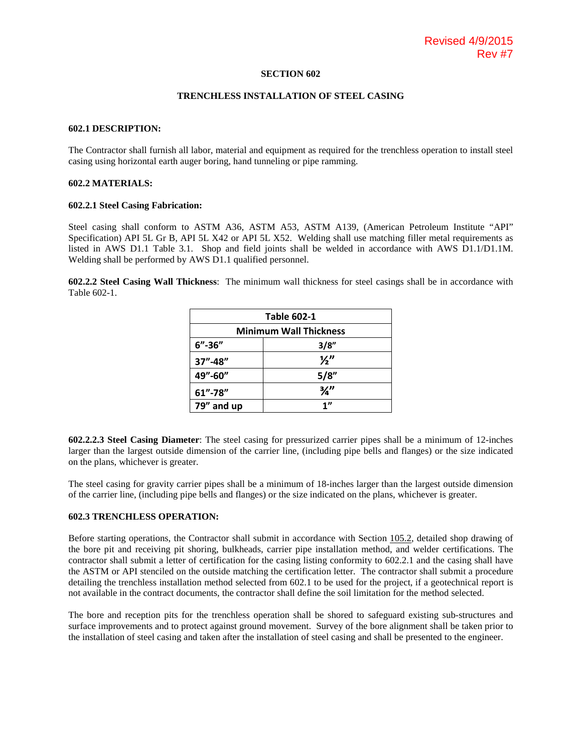Revised 4/9/2015
Rev #7

# SECTION 602

## TRENCHLESS INSTALLATION OF STEEL CASING

### 602.1 DESCRIPTION:

The Contractor shall furnish all labor, material and equipment as required for the trenchless operation to install steel casing using horizontal earth auger boring, hand tunneling or pipe ramming.

### 602.2 MATERIALS:

#### 602.2.1 Steel Casing Fabrication:

Steel casing shall conform to ASTM A36, ASTM A53, ASTM A139, (American Petroleum Institute "API" Specification) API 5L Gr B, API 5L X42 or API 5L X52. Welding shall use matching filler metal requirements as listed in AWS D1.1 Table 3.1. Shop and field joints shall be welded in accordance with AWS D1.1/D1.1M. Welding shall be performed by AWS D1.1 qualified personnel.

**602.2.2 Steel Casing Wall Thickness**: The minimum wall thickness for steel casings shall be in accordance with Table 602-1.

| Table 602-1 | |
|---|---|
| **Minimum Wall Thickness** | |
| 6"-36" | 3/8" |
| 37"-48" | ½" |
| 49"-60" | 5/8" |
| 61"-78" | ¾" |
| 79" and up | 1" |

**602.2.2.3 Steel Casing Diameter**: The steel casing for pressurized carrier pipes shall be a minimum of 12-inches larger than the largest outside dimension of the carrier line, (including pipe bells and flanges) or the size indicated on the plans, whichever is greater.

The steel casing for gravity carrier pipes shall be a minimum of 18-inches larger than the largest outside dimension of the carrier line, (including pipe bells and flanges) or the size indicated on the plans, whichever is greater.

### 602.3 TRENCHLESS OPERATION:

Before starting operations, the Contractor shall submit in accordance with Section 105.2, detailed shop drawing of the bore pit and receiving pit shoring, bulkheads, carrier pipe installation method, and welder certifications. The contractor shall submit a letter of certification for the casing listing conformity to 602.2.1 and the casing shall have the ASTM or API stenciled on the outside matching the certification letter. The contractor shall submit a procedure detailing the trenchless installation method selected from 602.1 to be used for the project, if a geotechnical report is not available in the contract documents, the contractor shall define the soil limitation for the method selected.

The bore and reception pits for the trenchless operation shall be shored to safeguard existing sub-structures and surface improvements and to protect against ground movement. Survey of the bore alignment shall be taken prior to the installation of steel casing and taken after the installation of steel casing and shall be presented to the engineer.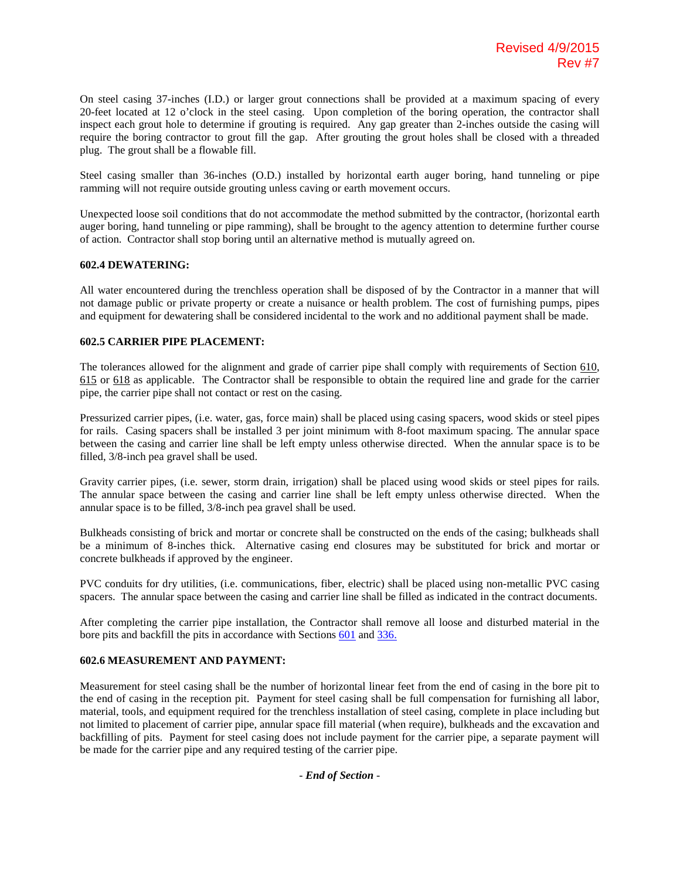On steel casing 37-inches (I.D.) or larger grout connections shall be provided at a maximum spacing of every 20-feet located at 12 o'clock in the steel casing. Upon completion of the boring operation, the contractor shall inspect each grout hole to determine if grouting is required. Any gap greater than 2-inches outside the casing will require the boring contractor to grout fill the gap. After grouting the grout holes shall be closed with a threaded plug. The grout shall be a flowable fill.

Steel casing smaller than 36-inches (O.D.) installed by horizontal earth auger boring, hand tunneling or pipe ramming will not require outside grouting unless caving or earth movement occurs.

Unexpected loose soil conditions that do not accommodate the method submitted by the contractor, (horizontal earth auger boring, hand tunneling or pipe ramming), shall be brought to the agency attention to determine further course of action. Contractor shall stop boring until an alternative method is mutually agreed on.

**602.4 DEWATERING:**

All water encountered during the trenchless operation shall be disposed of by the Contractor in a manner that will not damage public or private property or create a nuisance or health problem. The cost of furnishing pumps, pipes and equipment for dewatering shall be considered incidental to the work and no additional payment shall be made.

**602.5 CARRIER PIPE PLACEMENT:**

The tolerances allowed for the alignment and grade of carrier pipe shall comply with requirements of Section 610, 615 or 618 as applicable. The Contractor shall be responsible to obtain the required line and grade for the carrier pipe, the carrier pipe shall not contact or rest on the casing.

Pressurized carrier pipes, (i.e. water, gas, force main) shall be placed using casing spacers, wood skids or steel pipes for rails. Casing spacers shall be installed 3 per joint minimum with 8-foot maximum spacing. The annular space between the casing and carrier line shall be left empty unless otherwise directed. When the annular space is to be filled, 3/8-inch pea gravel shall be used.

Gravity carrier pipes, (i.e. sewer, storm drain, irrigation) shall be placed using wood skids or steel pipes for rails. The annular space between the casing and carrier line shall be left empty unless otherwise directed. When the annular space is to be filled, 3/8-inch pea gravel shall be used.

Bulkheads consisting of brick and mortar or concrete shall be constructed on the ends of the casing; bulkheads shall be a minimum of 8-inches thick. Alternative casing end closures may be substituted for brick and mortar or concrete bulkheads if approved by the engineer.

PVC conduits for dry utilities, (i.e. communications, fiber, electric) shall be placed using non-metallic PVC casing spacers. The annular space between the casing and carrier line shall be filled as indicated in the contract documents.

After completing the carrier pipe installation, the Contractor shall remove all loose and disturbed material in the bore pits and backfill the pits in accordance with Sections 601 and 336.

**602.6 MEASUREMENT AND PAYMENT:**

Measurement for steel casing shall be the number of horizontal linear feet from the end of casing in the bore pit to the end of casing in the reception pit. Payment for steel casing shall be full compensation for furnishing all labor, material, tools, and equipment required for the trenchless installation of steel casing, complete in place including but not limited to placement of carrier pipe, annular space fill material (when require), bulkheads and the excavation and backfilling of pits. Payment for steel casing does not include payment for the carrier pipe, a separate payment will be made for the carrier pipe and any required testing of the carrier pipe.

- ***End of Section*** -